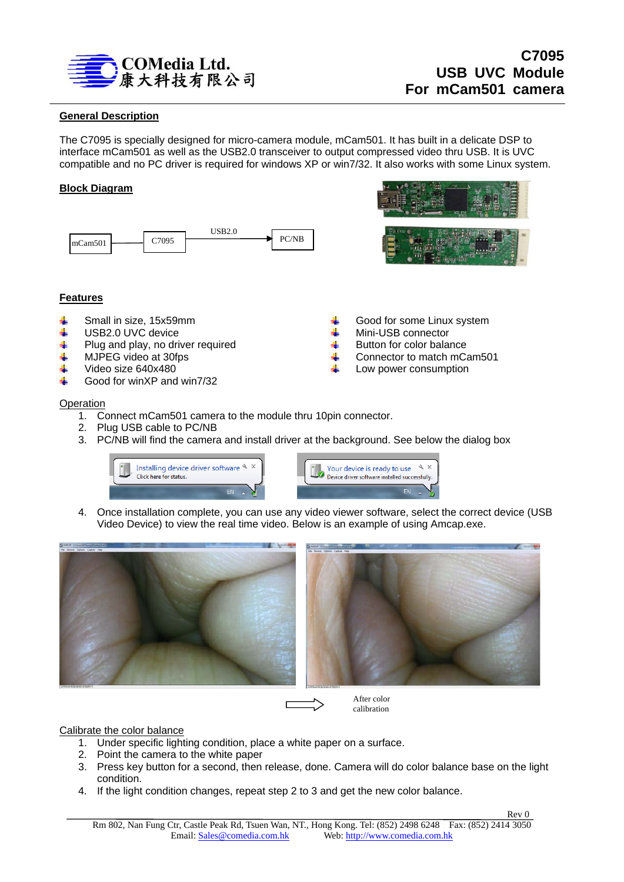COMedia Ltd.
康大科技有限公司

# C7095
# USB UVC Module
# For mCam501 camera

## General Description

The C7095 is specially designed for micro-camera module, mCam501. It has built in a delicate DSP to interface mCam501 as well as the USB2.0 transceiver to output compressed video thru USB. It is UVC compatible and no PC driver is required for windows XP or win7/32. It also works with some Linux system.

## Block Diagram

mCam501 → C7095 → USB2.0 → PC/NB

## Features

- Small in size, 15x59mm
- USB2.0 UVC device
- Plug and play, no driver required
- MJPEG video at 30fps
- Video size 640x480
- Good for winXP and win7/32
- Good for some Linux system
- Mini-USB connector
- Button for color balance
- Connector to match mCam501
- Low power consumption

## Operation

1. Connect mCam501 camera to the module thru 10pin connector.
2. Plug USB cable to PC/NB
3. PC/NB will find the camera and install driver at the background. See below the dialog box

   Installing device driver software
   Click here for status.

   Your device is ready to use
   Device driver software installed successfully.

4. Once installation complete, you can use any video viewer software, select the correct device (USB Video Device) to view the real time video. Below is an example of using Amcap.exe.

After color calibration

## Calibrate the color balance

1. Under specific lighting condition, place a white paper on a surface.
2. Point the camera to the white paper
3. Press key button for a second, then release, done. Camera will do color balance base on the light condition.
4. If the light condition changes, repeat step 2 to 3 and get the new color balance.

Rev 0

Rm 802, Nan Fung Ctr, Castle Peak Rd, Tsuen Wan, NT., Hong Kong. Tel: (852) 2498 6248 Fax: (852) 2414 3050
Email: Sales@comedia.com.hk Web: http://www.comedia.com.hk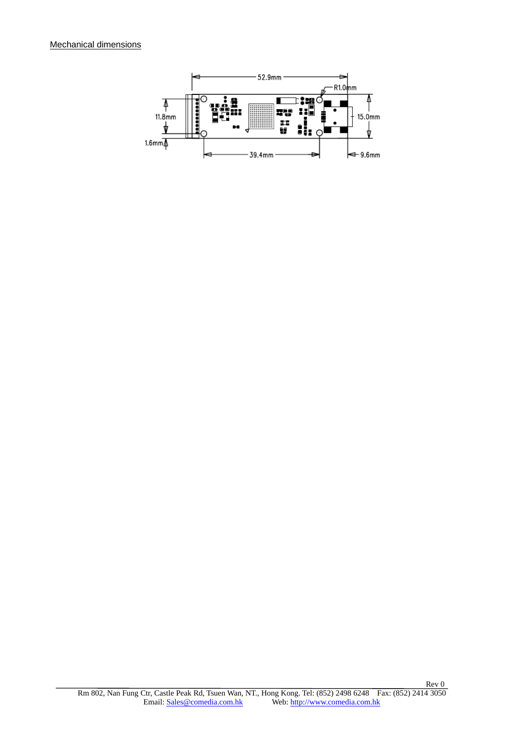Mechanical dimensions

52.9mm

R1.0mm

11.8mm

15.0mm

1.6mm

39.4mm

9.6mm

Rev 0

Rm 802, Nan Fung Ctr, Castle Peak Rd, Tsuen Wan, NT., Hong Kong. Tel: (852) 2498 6248 Fax: (852) 2414 3050
Email: Sales@comedia.com.hk Web: http://www.comedia.com.hk